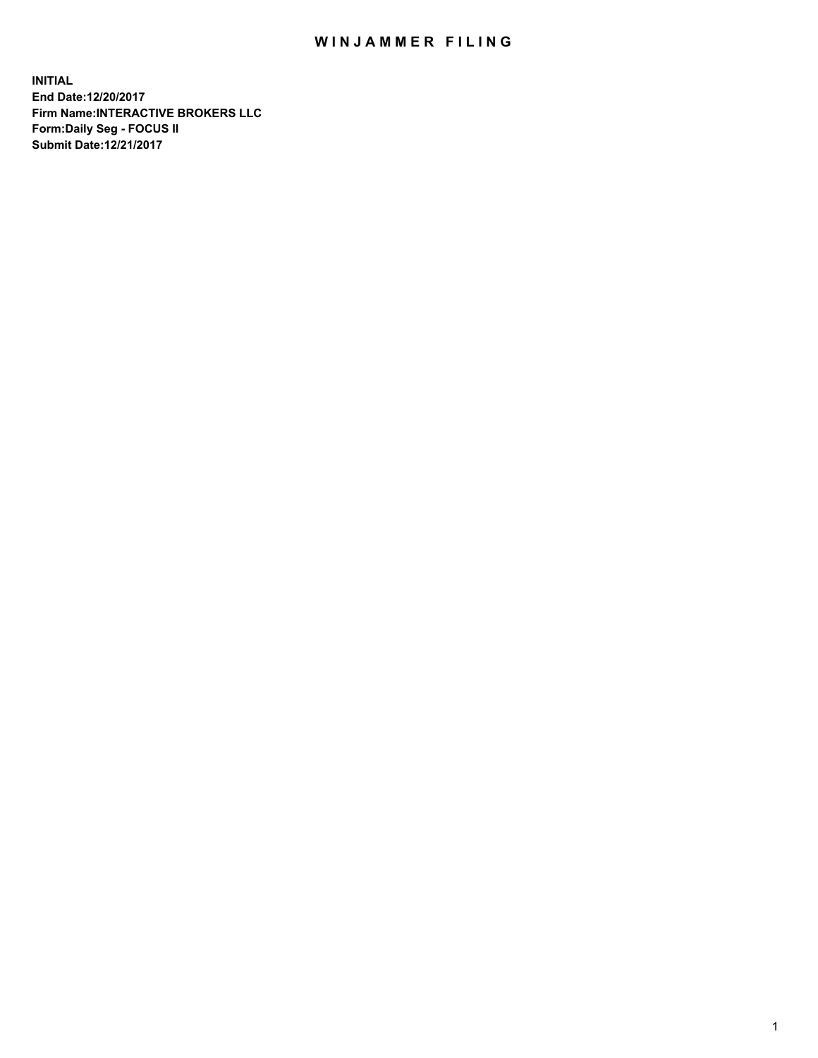# WINJAMMER FILING

**INITIAL**
**End Date:12/20/2017**
**Firm Name:INTERACTIVE BROKERS LLC**
**Form:Daily Seg - FOCUS II**
**Submit Date:12/21/2017**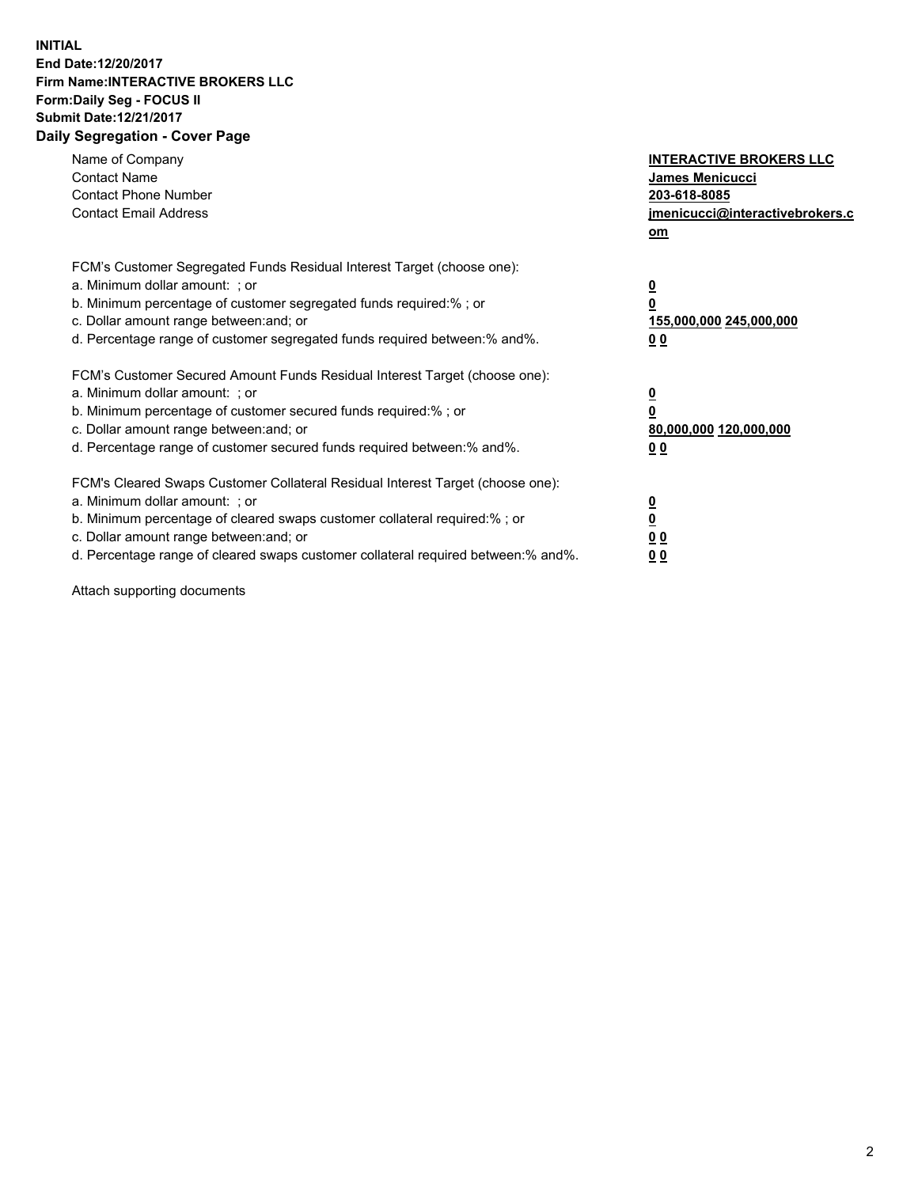**INITIAL**
**End Date:12/20/2017**
**Firm Name:INTERACTIVE BROKERS LLC**
**Form:Daily Seg - FOCUS II**
**Submit Date:12/21/2017**
**Daily Segregation - Cover Page**

| | |
|---|---|
| Name of Company | **INTERACTIVE BROKERS LLC** |
| Contact Name | **James Menicucci** |
| Contact Phone Number | **203-618-8085** |
| Contact Email Address | **jmenicucci@interactivebrokers.com** |

FCM's Customer Segregated Funds Residual Interest Target (choose one):

| | |
|---|---|
| a. Minimum dollar amount: ; or | **0** |
| b. Minimum percentage of customer segregated funds required:% ; or | **0** |
| c. Dollar amount range between:and; or | **155,000,000 245,000,000** |
| d. Percentage range of customer segregated funds required between:% and%. | **0 0** |

FCM's Customer Secured Amount Funds Residual Interest Target (choose one):

| | |
|---|---|
| a. Minimum dollar amount: ; or | **0** |
| b. Minimum percentage of customer secured funds required:% ; or | **0** |
| c. Dollar amount range between:and; or | **80,000,000 120,000,000** |
| d. Percentage range of customer secured funds required between:% and%. | **0 0** |

FCM's Cleared Swaps Customer Collateral Residual Interest Target (choose one):

| | |
|---|---|
| a. Minimum dollar amount: ; or | **0** |
| b. Minimum percentage of cleared swaps customer collateral required:% ; or | **0** |
| c. Dollar amount range between:and; or | **0 0** |
| d. Percentage range of cleared swaps customer collateral required between:% and%. | **0 0** |

Attach supporting documents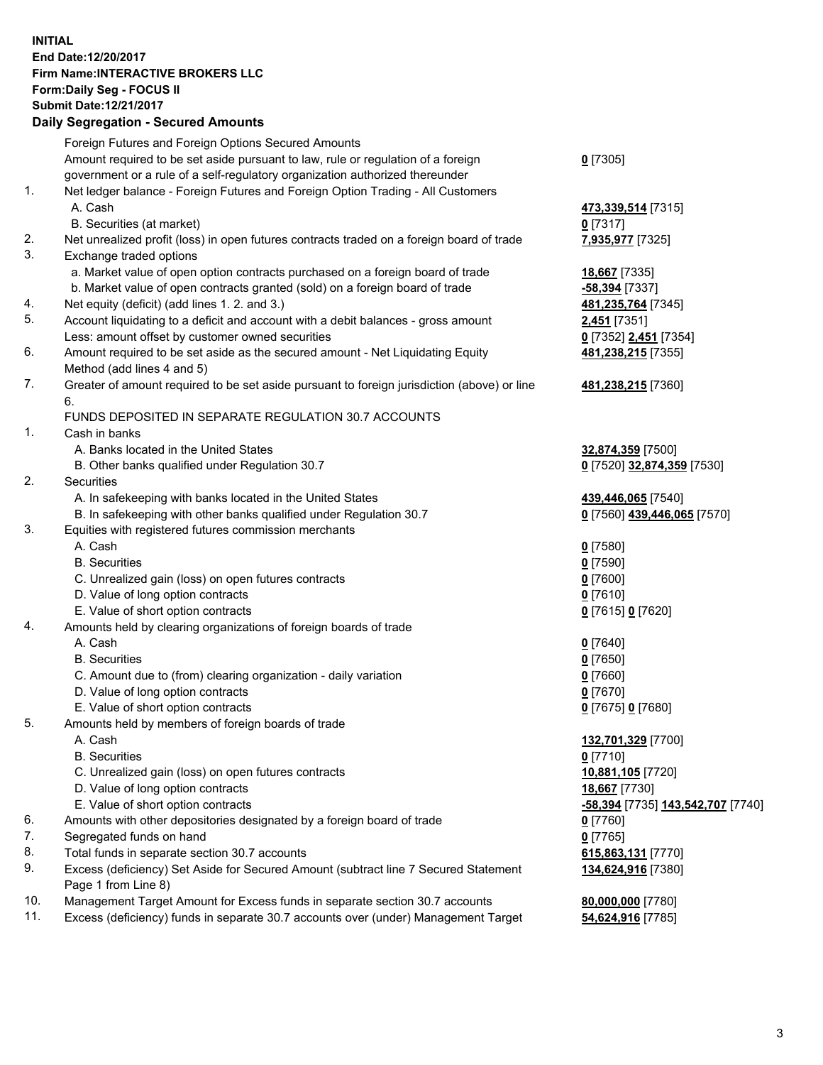**INITIAL**
**End Date:12/20/2017**
**Firm Name:INTERACTIVE BROKERS LLC**
**Form:Daily Seg - FOCUS II**
**Submit Date:12/21/2017**

## Daily Segregation - Secured Amounts

| | | |
|---|---|---|
| | Foreign Futures and Foreign Options Secured Amounts | |
| | Amount required to be set aside pursuant to law, rule or regulation of a foreign government or a rule of a self-regulatory organization authorized thereunder | **0** [7305] |
| 1. | Net ledger balance - Foreign Futures and Foreign Option Trading - All Customers | |
| | A. Cash | **473,339,514** [7315] |
| | B. Securities (at market) | **0** [7317] |
| 2. | Net unrealized profit (loss) in open futures contracts traded on a foreign board of trade | **7,935,977** [7325] |
| 3. | Exchange traded options | |
| | a. Market value of open option contracts purchased on a foreign board of trade | **18,667** [7335] |
| | b. Market value of open contracts granted (sold) on a foreign board of trade | **-58,394** [7337] |
| 4. | Net equity (deficit) (add lines 1. 2. and 3.) | **481,235,764** [7345] |
| 5. | Account liquidating to a deficit and account with a debit balances - gross amount | **2,451** [7351] |
| | Less: amount offset by customer owned securities | **0** [7352] **2,451** [7354] |
| 6. | Amount required to be set aside as the secured amount - Net Liquidating Equity Method (add lines 4 and 5) | **481,238,215** [7355] |
| 7. | Greater of amount required to be set aside pursuant to foreign jurisdiction (above) or line 6. | **481,238,215** [7360] |
| | FUNDS DEPOSITED IN SEPARATE REGULATION 30.7 ACCOUNTS | |
| 1. | Cash in banks | |
| | A. Banks located in the United States | **32,874,359** [7500] |
| | B. Other banks qualified under Regulation 30.7 | **0** [7520] **32,874,359** [7530] |
| 2. | Securities | |
| | A. In safekeeping with banks located in the United States | **439,446,065** [7540] |
| | B. In safekeeping with other banks qualified under Regulation 30.7 | **0** [7560] **439,446,065** [7570] |
| 3. | Equities with registered futures commission merchants | |
| | A. Cash | **0** [7580] |
| | B. Securities | **0** [7590] |
| | C. Unrealized gain (loss) on open futures contracts | **0** [7600] |
| | D. Value of long option contracts | **0** [7610] |
| | E. Value of short option contracts | **0** [7615] **0** [7620] |
| 4. | Amounts held by clearing organizations of foreign boards of trade | |
| | A. Cash | **0** [7640] |
| | B. Securities | **0** [7650] |
| | C. Amount due to (from) clearing organization - daily variation | **0** [7660] |
| | D. Value of long option contracts | **0** [7670] |
| | E. Value of short option contracts | **0** [7675] **0** [7680] |
| 5. | Amounts held by members of foreign boards of trade | |
| | A. Cash | **132,701,329** [7700] |
| | B. Securities | **0** [7710] |
| | C. Unrealized gain (loss) on open futures contracts | **10,881,105** [7720] |
| | D. Value of long option contracts | **18,667** [7730] |
| | E. Value of short option contracts | **-58,394** [7735] **143,542,707** [7740] |
| 6. | Amounts with other depositories designated by a foreign board of trade | **0** [7760] |
| 7. | Segregated funds on hand | **0** [7765] |
| 8. | Total funds in separate section 30.7 accounts | **615,863,131** [7770] |
| 9. | Excess (deficiency) Set Aside for Secured Amount (subtract line 7 Secured Statement Page 1 from Line 8) | **134,624,916** [7380] |
| 10. | Management Target Amount for Excess funds in separate section 30.7 accounts | **80,000,000** [7780] |
| 11. | Excess (deficiency) funds in separate 30.7 accounts over (under) Management Target | **54,624,916** [7785] |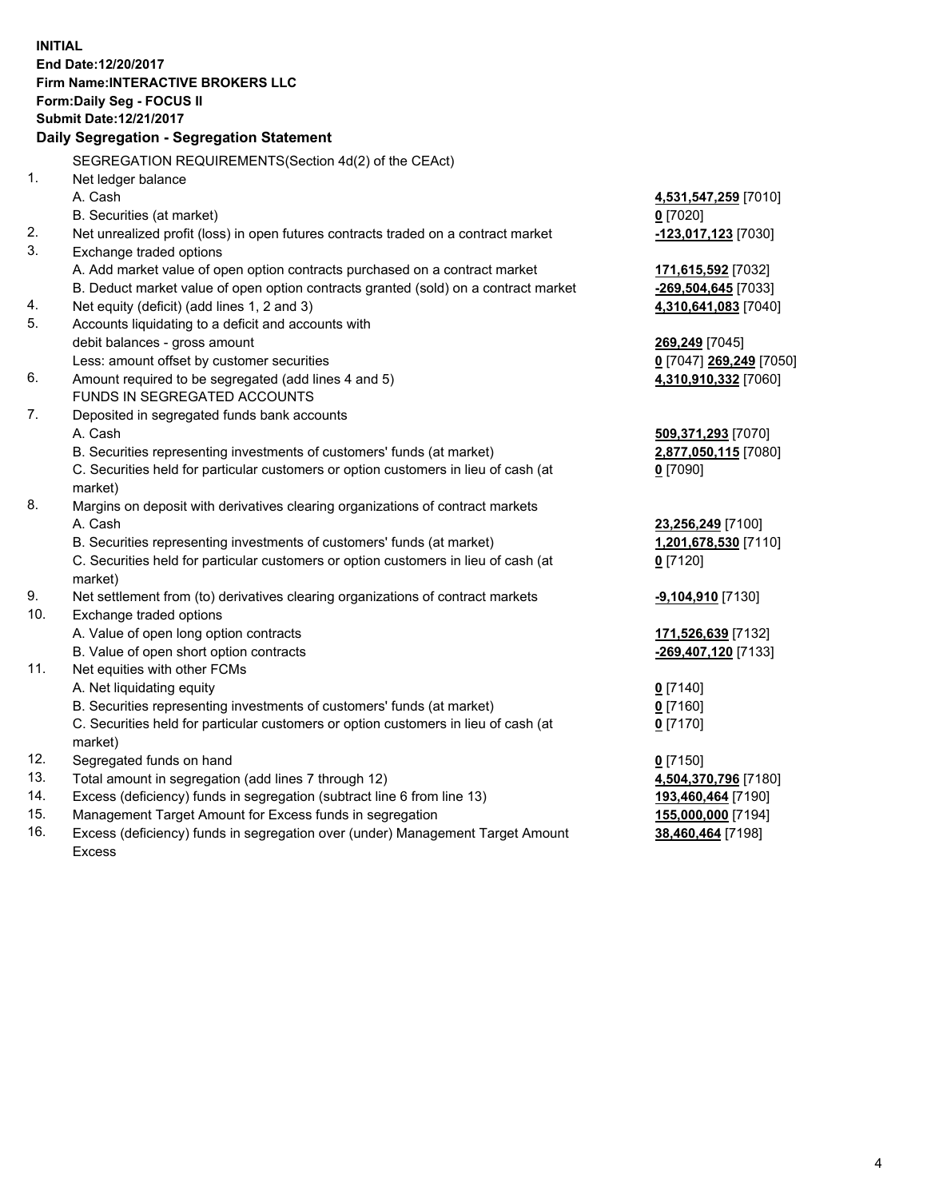**INITIAL**
**End Date:12/20/2017**
**Firm Name:INTERACTIVE BROKERS LLC**
**Form:Daily Seg - FOCUS II**
**Submit Date:12/21/2017**

**Daily Segregation - Segregation Statement**

SEGREGATION REQUIREMENTS(Section 4d(2) of the CEAct)

| | | |
|---|---|---|
| 1. | Net ledger balance | |
| | A. Cash | **4,531,547,259** [7010] |
| | B. Securities (at market) | **0** [7020] |
| 2. | Net unrealized profit (loss) in open futures contracts traded on a contract market | **-123,017,123** [7030] |
| 3. | Exchange traded options | |
| | A. Add market value of open option contracts purchased on a contract market | **171,615,592** [7032] |
| | B. Deduct market value of open option contracts granted (sold) on a contract market | **-269,504,645** [7033] |
| 4. | Net equity (deficit) (add lines 1, 2 and 3) | **4,310,641,083** [7040] |
| 5. | Accounts liquidating to a deficit and accounts with debit balances - gross amount | **269,249** [7045] |
| | Less: amount offset by customer securities | **0** [7047] **269,249** [7050] |
| 6. | Amount required to be segregated (add lines 4 and 5) | **4,310,910,332** [7060] |
| | FUNDS IN SEGREGATED ACCOUNTS | |
| 7. | Deposited in segregated funds bank accounts | |
| | A. Cash | **509,371,293** [7070] |
| | B. Securities representing investments of customers' funds (at market) | **2,877,050,115** [7080] |
| | C. Securities held for particular customers or option customers in lieu of cash (at market) | **0** [7090] |
| 8. | Margins on deposit with derivatives clearing organizations of contract markets | |
| | A. Cash | **23,256,249** [7100] |
| | B. Securities representing investments of customers' funds (at market) | **1,201,678,530** [7110] |
| | C. Securities held for particular customers or option customers in lieu of cash (at market) | **0** [7120] |
| 9. | Net settlement from (to) derivatives clearing organizations of contract markets | **-9,104,910** [7130] |
| 10. | Exchange traded options | |
| | A. Value of open long option contracts | **171,526,639** [7132] |
| | B. Value of open short option contracts | **-269,407,120** [7133] |
| 11. | Net equities with other FCMs | |
| | A. Net liquidating equity | **0** [7140] |
| | B. Securities representing investments of customers' funds (at market) | **0** [7160] |
| | C. Securities held for particular customers or option customers in lieu of cash (at market) | **0** [7170] |
| 12. | Segregated funds on hand | **0** [7150] |
| 13. | Total amount in segregation (add lines 7 through 12) | **4,504,370,796** [7180] |
| 14. | Excess (deficiency) funds in segregation (subtract line 6 from line 13) | **193,460,464** [7190] |
| 15. | Management Target Amount for Excess funds in segregation | **155,000,000** [7194] |
| 16. | Excess (deficiency) funds in segregation over (under) Management Target Amount Excess | **38,460,464** [7198] |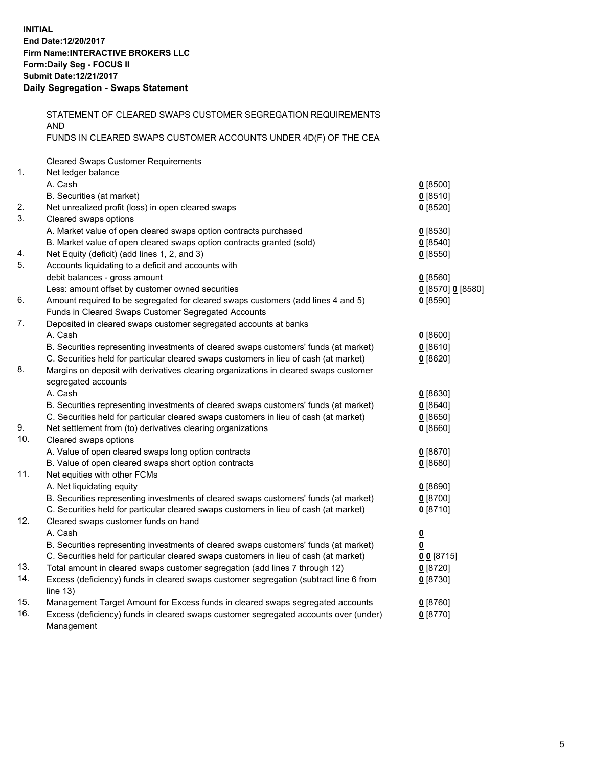**INITIAL**
**End Date:12/20/2017**
**Firm Name:INTERACTIVE BROKERS LLC**
**Form:Daily Seg - FOCUS II**
**Submit Date:12/21/2017**
**Daily Segregation - Swaps Statement**

STATEMENT OF CLEARED SWAPS CUSTOMER SEGREGATION REQUIREMENTS AND FUNDS IN CLEARED SWAPS CUSTOMER ACCOUNTS UNDER 4D(F) OF THE CEA

| | | |
|---|---|---|
| | Cleared Swaps Customer Requirements | |
| 1. | Net ledger balance | |
| | A. Cash | 0 [8500] |
| | B. Securities (at market) | 0 [8510] |
| 2. | Net unrealized profit (loss) in open cleared swaps | 0 [8520] |
| 3. | Cleared swaps options | |
| | A. Market value of open cleared swaps option contracts purchased | 0 [8530] |
| | B. Market value of open cleared swaps option contracts granted (sold) | 0 [8540] |
| 4. | Net Equity (deficit) (add lines 1, 2, and 3) | 0 [8550] |
| 5. | Accounts liquidating to a deficit and accounts with | |
| | debit balances - gross amount | 0 [8560] |
| | Less: amount offset by customer owned securities | 0 [8570] 0 [8580] |
| 6. | Amount required to be segregated for cleared swaps customers (add lines 4 and 5) | 0 [8590] |
| | Funds in Cleared Swaps Customer Segregated Accounts | |
| 7. | Deposited in cleared swaps customer segregated accounts at banks | |
| | A. Cash | 0 [8600] |
| | B. Securities representing investments of cleared swaps customers' funds (at market) | 0 [8610] |
| | C. Securities held for particular cleared swaps customers in lieu of cash (at market) | 0 [8620] |
| 8. | Margins on deposit with derivatives clearing organizations in cleared swaps customer segregated accounts | |
| | A. Cash | 0 [8630] |
| | B. Securities representing investments of cleared swaps customers' funds (at market) | 0 [8640] |
| | C. Securities held for particular cleared swaps customers in lieu of cash (at market) | 0 [8650] |
| 9. | Net settlement from (to) derivatives clearing organizations | 0 [8660] |
| 10. | Cleared swaps options | |
| | A. Value of open cleared swaps long option contracts | 0 [8670] |
| | B. Value of open cleared swaps short option contracts | 0 [8680] |
| 11. | Net equities with other FCMs | |
| | A. Net liquidating equity | 0 [8690] |
| | B. Securities representing investments of cleared swaps customers' funds (at market) | 0 [8700] |
| | C. Securities held for particular cleared swaps customers in lieu of cash (at market) | 0 [8710] |
| 12. | Cleared swaps customer funds on hand | |
| | A. Cash | 0 |
| | B. Securities representing investments of cleared swaps customers' funds (at market) | 0 |
| | C. Securities held for particular cleared swaps customers in lieu of cash (at market) | 0 0 [8715] |
| 13. | Total amount in cleared swaps customer segregation (add lines 7 through 12) | 0 [8720] |
| 14. | Excess (deficiency) funds in cleared swaps customer segregation (subtract line 6 from line 13) | 0 [8730] |
| 15. | Management Target Amount for Excess funds in cleared swaps segregated accounts | 0 [8760] |
| 16. | Excess (deficiency) funds in cleared swaps customer segregated accounts over (under) Management | 0 [8770] |